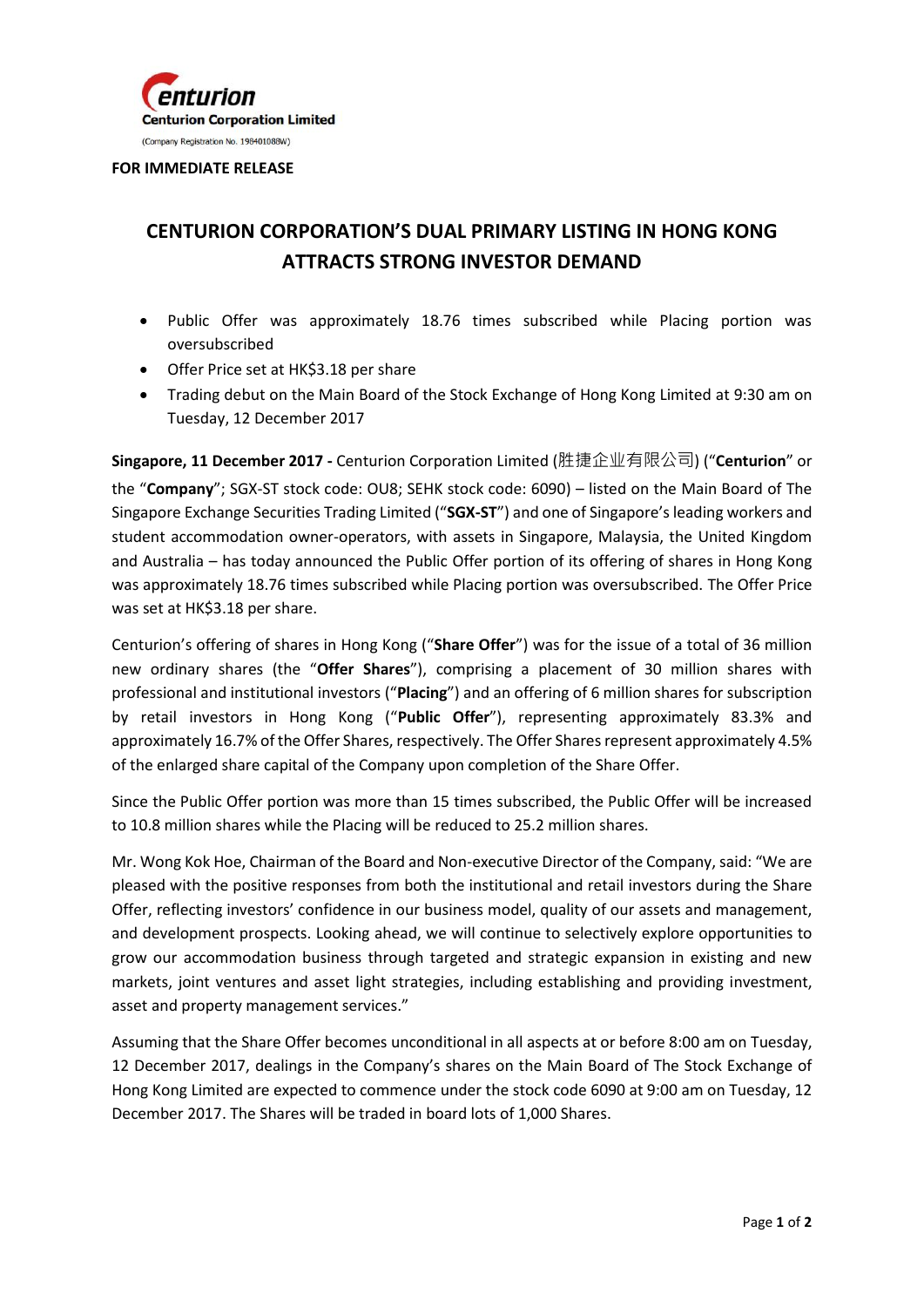Centurion Corporation Limited

(Company Registration No. 198401088W)

**FOR IMMEDIATE RELEASE**

# CENTURION CORPORATION'S DUAL PRIMARY LISTING IN HONG KONG ATTRACTS STRONG INVESTOR DEMAND

- Public Offer was approximately 18.76 times subscribed while Placing portion was oversubscribed
- Offer Price set at HK$3.18 per share
- Trading debut on the Main Board of the Stock Exchange of Hong Kong Limited at 9:30 am on Tuesday, 12 December 2017

**Singapore, 11 December 2017 -** Centurion Corporation Limited (胜捷企业有限公司) ("**Centurion**" or the "**Company**"; SGX-ST stock code: OU8; SEHK stock code: 6090) – listed on the Main Board of The Singapore Exchange Securities Trading Limited ("**SGX-ST**") and one of Singapore's leading workers and student accommodation owner-operators, with assets in Singapore, Malaysia, the United Kingdom and Australia – has today announced the Public Offer portion of its offering of shares in Hong Kong was approximately 18.76 times subscribed while Placing portion was oversubscribed. The Offer Price was set at HK$3.18 per share.

Centurion's offering of shares in Hong Kong ("**Share Offer**") was for the issue of a total of 36 million new ordinary shares (the "**Offer Shares**"), comprising a placement of 30 million shares with professional and institutional investors ("**Placing**") and an offering of 6 million shares for subscription by retail investors in Hong Kong ("**Public Offer**"), representing approximately 83.3% and approximately 16.7% of the Offer Shares, respectively. The Offer Shares represent approximately 4.5% of the enlarged share capital of the Company upon completion of the Share Offer.

Since the Public Offer portion was more than 15 times subscribed, the Public Offer will be increased to 10.8 million shares while the Placing will be reduced to 25.2 million shares.

Mr. Wong Kok Hoe, Chairman of the Board and Non-executive Director of the Company, said: "We are pleased with the positive responses from both the institutional and retail investors during the Share Offer, reflecting investors' confidence in our business model, quality of our assets and management, and development prospects. Looking ahead, we will continue to selectively explore opportunities to grow our accommodation business through targeted and strategic expansion in existing and new markets, joint ventures and asset light strategies, including establishing and providing investment, asset and property management services."

Assuming that the Share Offer becomes unconditional in all aspects at or before 8:00 am on Tuesday, 12 December 2017, dealings in the Company's shares on the Main Board of The Stock Exchange of Hong Kong Limited are expected to commence under the stock code 6090 at 9:00 am on Tuesday, 12 December 2017. The Shares will be traded in board lots of 1,000 Shares.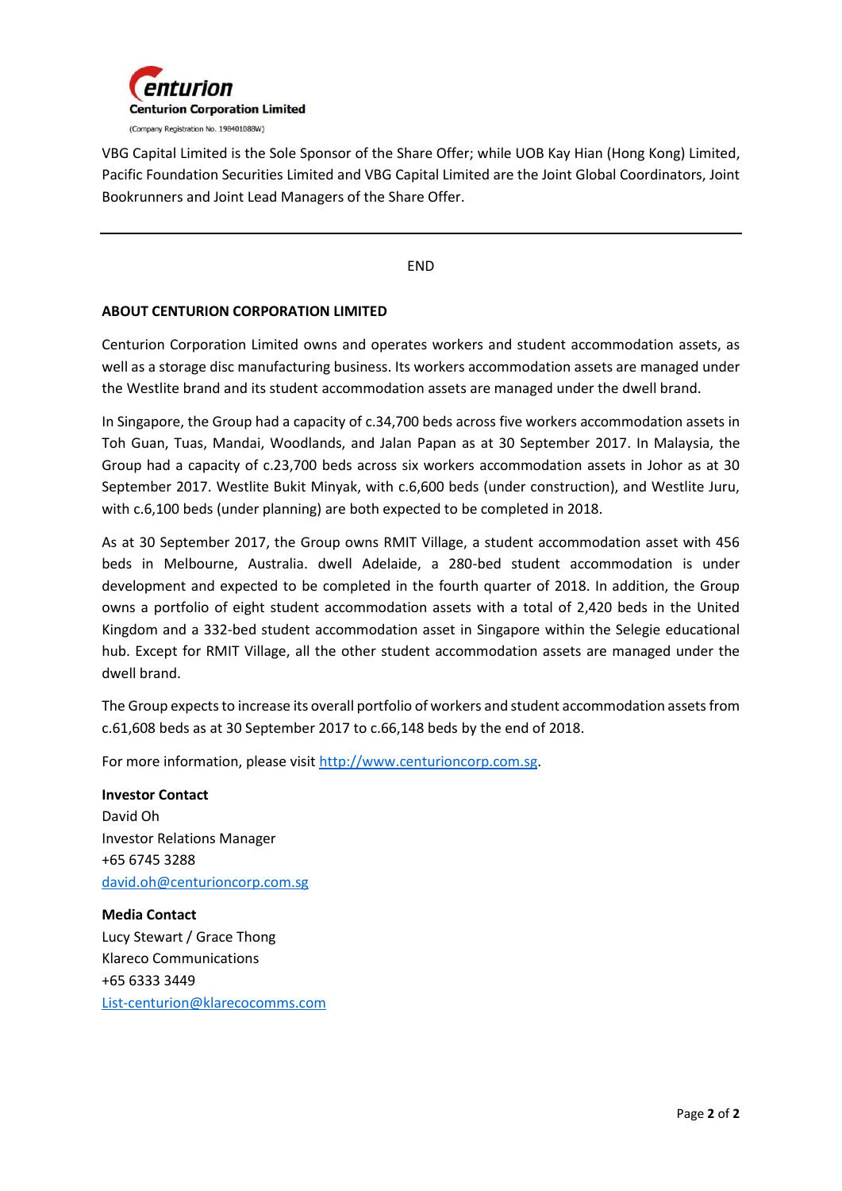VBG Capital Limited is the Sole Sponsor of the Share Offer; while UOB Kay Hian (Hong Kong) Limited, Pacific Foundation Securities Limited and VBG Capital Limited are the Joint Global Coordinators, Joint Bookrunners and Joint Lead Managers of the Share Offer.

---

END

**ABOUT CENTURION CORPORATION LIMITED**

Centurion Corporation Limited owns and operates workers and student accommodation assets, as well as a storage disc manufacturing business. Its workers accommodation assets are managed under the Westlite brand and its student accommodation assets are managed under the dwell brand.

In Singapore, the Group had a capacity of c.34,700 beds across five workers accommodation assets in Toh Guan, Tuas, Mandai, Woodlands, and Jalan Papan as at 30 September 2017. In Malaysia, the Group had a capacity of c.23,700 beds across six workers accommodation assets in Johor as at 30 September 2017. Westlite Bukit Minyak, with c.6,600 beds (under construction), and Westlite Juru, with c.6,100 beds (under planning) are both expected to be completed in 2018.

As at 30 September 2017, the Group owns RMIT Village, a student accommodation asset with 456 beds in Melbourne, Australia. dwell Adelaide, a 280-bed student accommodation is under development and expected to be completed in the fourth quarter of 2018. In addition, the Group owns a portfolio of eight student accommodation assets with a total of 2,420 beds in the United Kingdom and a 332-bed student accommodation asset in Singapore within the Selegie educational hub. Except for RMIT Village, all the other student accommodation assets are managed under the dwell brand.

The Group expects to increase its overall portfolio of workers and student accommodation assets from c.61,608 beds as at 30 September 2017 to c.66,148 beds by the end of 2018.

For more information, please visit http://www.centurioncorp.com.sg.

**Investor Contact**
David Oh
Investor Relations Manager
+65 6745 3288
david.oh@centurioncorp.com.sg

**Media Contact**
Lucy Stewart / Grace Thong
Klareco Communications
+65 6333 3449
List-centurion@klarecocomms.com